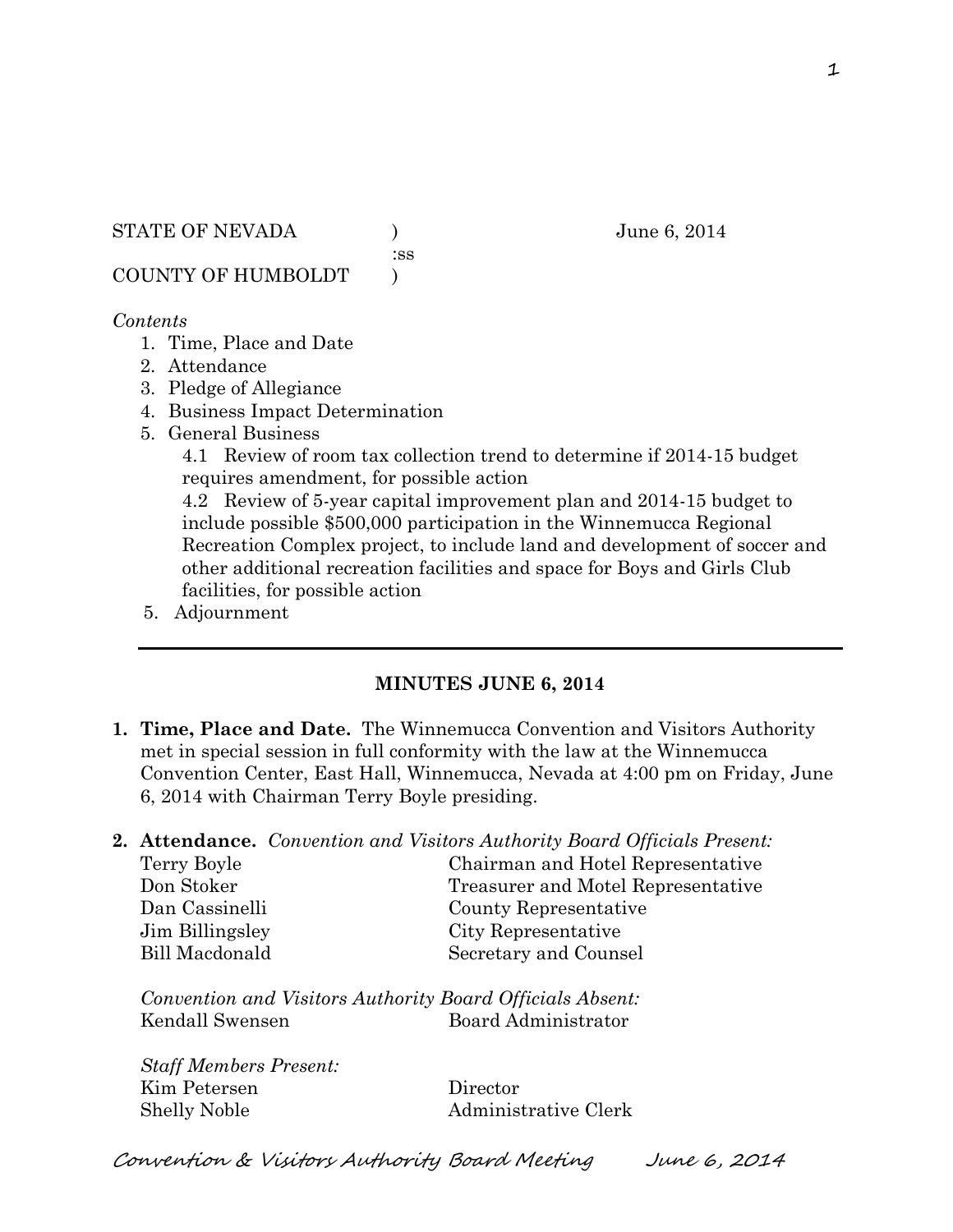STATE OF NEVADA )
:ss
COUNTY OF HUMBOLDT )

June 6, 2014

*Contents*

1. Time, Place and Date
2. Attendance
3. Pledge of Allegiance
4. Business Impact Determination
5. General Business
   - 4.1 Review of room tax collection trend to determine if 2014-15 budget requires amendment, for possible action
   - 4.2 Review of 5-year capital improvement plan and 2014-15 budget to include possible $500,000 participation in the Winnemucca Regional Recreation Complex project, to include land and development of soccer and other additional recreation facilities and space for Boys and Girls Club facilities, for possible action
5. Adjournment

---

## MINUTES JUNE 6, 2014

**1. Time, Place and Date.** The Winnemucca Convention and Visitors Authority met in special session in full conformity with the law at the Winnemucca Convention Center, East Hall, Winnemucca, Nevada at 4:00 pm on Friday, June 6, 2014 with Chairman Terry Boyle presiding.

**2. Attendance.** *Convention and Visitors Authority Board Officials Present:*

| | |
|---|---|
| Terry Boyle | Chairman and Hotel Representative |
| Don Stoker | Treasurer and Motel Representative |
| Dan Cassinelli | County Representative |
| Jim Billingsley | City Representative |
| Bill Macdonald | Secretary and Counsel |

*Convention and Visitors Authority Board Officials Absent:*

| | |
|---|---|
| Kendall Swensen | Board Administrator |

*Staff Members Present:*

| | |
|---|---|
| Kim Petersen | Director |
| Shelly Noble | Administrative Clerk |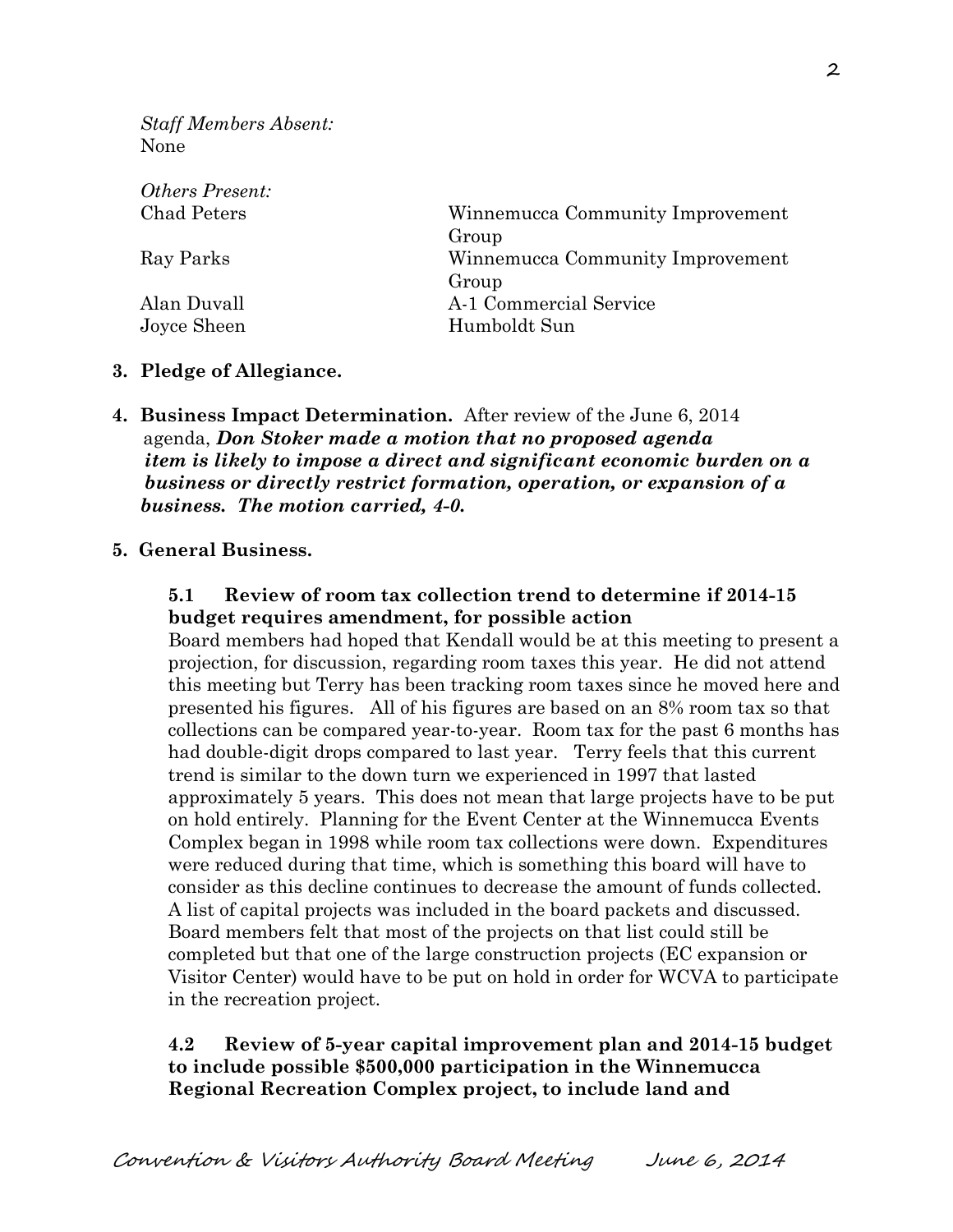*Staff Members Absent:*
None

*Others Present:*

| | |
|---|---|
| Chad Peters | Winnemucca Community Improvement Group |
| Ray Parks | Winnemucca Community Improvement Group |
| Alan Duvall | A-1 Commercial Service |
| Joyce Sheen | Humboldt Sun |

**3. Pledge of Allegiance.**

**4. Business Impact Determination.** After review of the June 6, 2014 agenda, ***Don Stoker made a motion that no proposed agenda item is likely to impose a direct and significant economic burden on a business or directly restrict formation, operation, or expansion of a business. The motion carried, 4-0.***

**5. General Business.**

**5.1 Review of room tax collection trend to determine if 2014-15 budget requires amendment, for possible action**

Board members had hoped that Kendall would be at this meeting to present a projection, for discussion, regarding room taxes this year. He did not attend this meeting but Terry has been tracking room taxes since he moved here and presented his figures. All of his figures are based on an 8% room tax so that collections can be compared year-to-year. Room tax for the past 6 months has had double-digit drops compared to last year. Terry feels that this current trend is similar to the down turn we experienced in 1997 that lasted approximately 5 years. This does not mean that large projects have to be put on hold entirely. Planning for the Event Center at the Winnemucca Events Complex began in 1998 while room tax collections were down. Expenditures were reduced during that time, which is something this board will have to consider as this decline continues to decrease the amount of funds collected. A list of capital projects was included in the board packets and discussed. Board members felt that most of the projects on that list could still be completed but that one of the large construction projects (EC expansion or Visitor Center) would have to be put on hold in order for WCVA to participate in the recreation project.

**4.2 Review of 5-year capital improvement plan and 2014-15 budget to include possible $500,000 participation in the Winnemucca Regional Recreation Complex project, to include land and**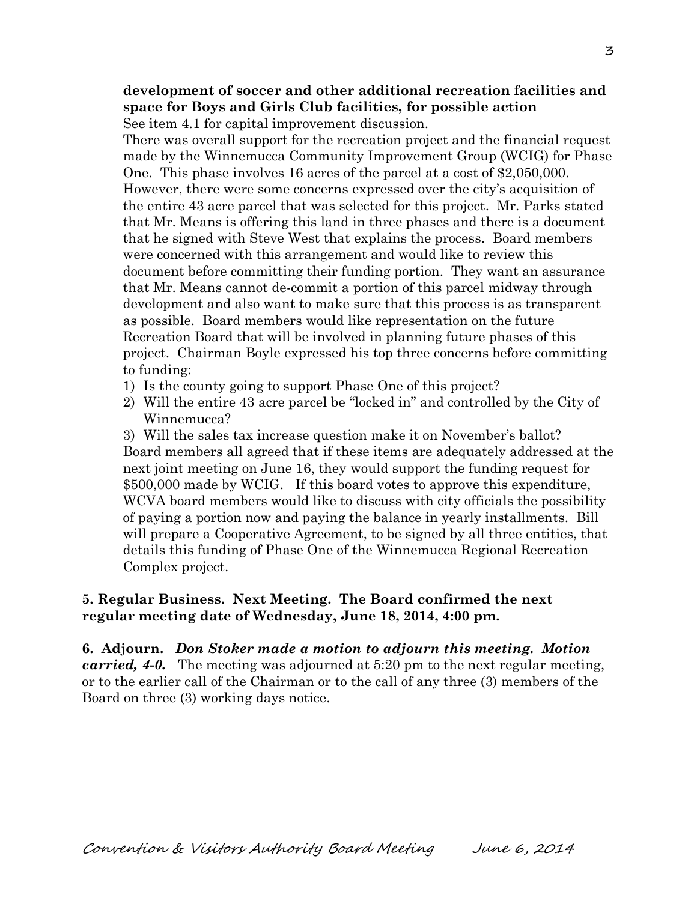**development of soccer and other additional recreation facilities and space for Boys and Girls Club facilities, for possible action**

See item 4.1 for capital improvement discussion.

There was overall support for the recreation project and the financial request made by the Winnemucca Community Improvement Group (WCIG) for Phase One. This phase involves 16 acres of the parcel at a cost of $2,050,000. However, there were some concerns expressed over the city's acquisition of the entire 43 acre parcel that was selected for this project. Mr. Parks stated that Mr. Means is offering this land in three phases and there is a document that he signed with Steve West that explains the process. Board members were concerned with this arrangement and would like to review this document before committing their funding portion. They want an assurance that Mr. Means cannot de-commit a portion of this parcel midway through development and also want to make sure that this process is as transparent as possible. Board members would like representation on the future Recreation Board that will be involved in planning future phases of this project. Chairman Boyle expressed his top three concerns before committing to funding:

1) Is the county going to support Phase One of this project?
2) Will the entire 43 acre parcel be "locked in" and controlled by the City of Winnemucca?
3) Will the sales tax increase question make it on November's ballot?

Board members all agreed that if these items are adequately addressed at the next joint meeting on June 16, they would support the funding request for $500,000 made by WCIG. If this board votes to approve this expenditure, WCVA board members would like to discuss with city officials the possibility of paying a portion now and paying the balance in yearly installments. Bill will prepare a Cooperative Agreement, to be signed by all three entities, that details this funding of Phase One of the Winnemucca Regional Recreation Complex project.

**5. Regular Business. Next Meeting. The Board confirmed the next regular meeting date of Wednesday, June 18, 2014, 4:00 pm.**

**6. Adjourn.** ***Don Stoker made a motion to adjourn this meeting. Motion carried, 4-0.*** The meeting was adjourned at 5:20 pm to the next regular meeting, or to the earlier call of the Chairman or to the call of any three (3) members of the Board on three (3) working days notice.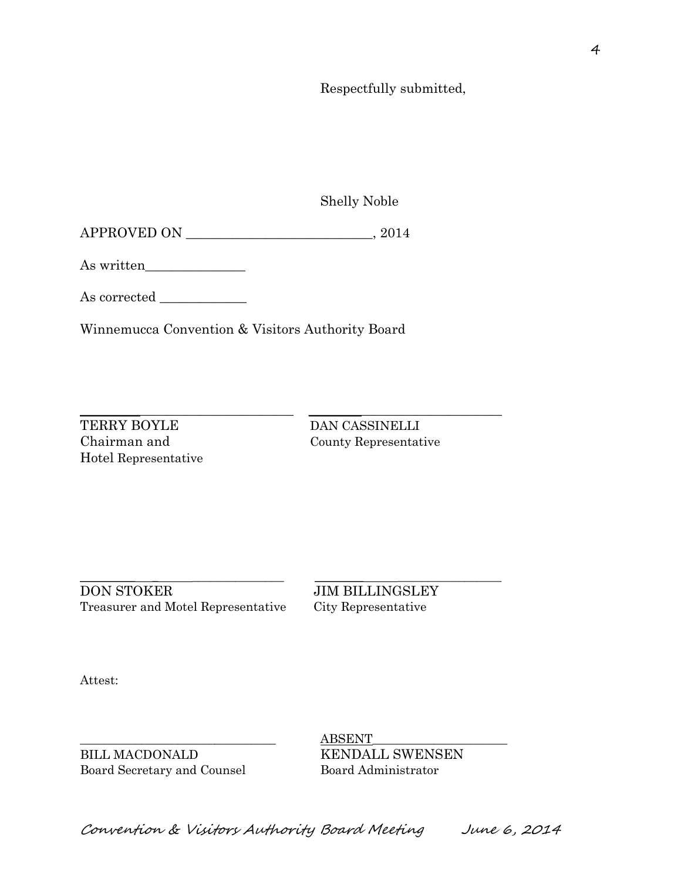Respectfully submitted,

Shelly Noble

APPROVED ON ____________________________, 2014

As written_______________

As corrected _____________

Winnemucca Convention & Visitors Authority Board

_________________________________ ______________________________

TERRY BOYLE
Chairman and
Hotel Representative

DAN CASSINELLI
County Representative

_________________________________ ______________________________

DON STOKER
Treasurer and Motel Representative

JIM BILLINGSLEY
City Representative

Attest:

_______________________________

BILL MACDONALD
Board Secretary and Counsel

ABSENT_____________________

KENDALL SWENSEN
Board Administrator